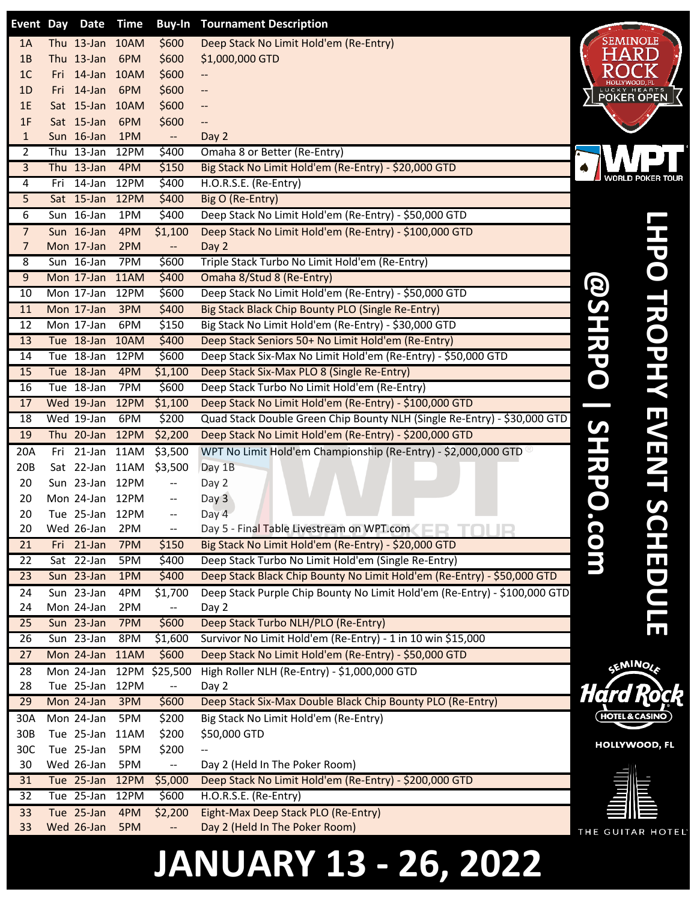# LHPO TROPHY EVENT SCHEDULE

SEMINOLE HARD ROCK HOLLYWOOD, FL LUCKY HEARTS POKER OPEN

WPT WORLD POKER TOUR

@SHRPO | SHRPO.com

| Event | Day | Date | Time | Buy-In | Tournament Description |
|---|---|---|---|---|---|
| 1A | Thu | 13-Jan | 10AM | $600 | Deep Stack No Limit Hold'em (Re-Entry) |
| 1B | Thu | 13-Jan | 6PM | $600 | $1,000,000 GTD |
| 1C | Fri | 14-Jan | 10AM | $600 | -- |
| 1D | Fri | 14-Jan | 6PM | $600 | -- |
| 1E | Sat | 15-Jan | 10AM | $600 | -- |
| 1F | Sat | 15-Jan | 6PM | $600 | -- |
| 1 | Sun | 16-Jan | 1PM | -- | Day 2 |
| 2 | Thu | 13-Jan | 12PM | $400 | Omaha 8 or Better (Re-Entry) |
| 3 | Thu | 13-Jan | 4PM | $150 | Big Stack No Limit Hold'em (Re-Entry) - $20,000 GTD |
| 4 | Fri | 14-Jan | 12PM | $400 | H.O.R.S.E. (Re-Entry) |
| 5 | Sat | 15-Jan | 12PM | $400 | Big O (Re-Entry) |
| 6 | Sun | 16-Jan | 1PM | $400 | Deep Stack No Limit Hold'em (Re-Entry) - $50,000 GTD |
| 7 | Sun | 16-Jan | 4PM | $1,100 | Deep Stack No Limit Hold'em (Re-Entry) - $100,000 GTD |
| 7 | Mon | 17-Jan | 2PM | -- | Day 2 |
| 8 | Sun | 16-Jan | 7PM | $600 | Triple Stack Turbo No Limit Hold'em (Re-Entry) |
| 9 | Mon | 17-Jan | 11AM | $400 | Omaha 8/Stud 8 (Re-Entry) |
| 10 | Mon | 17-Jan | 12PM | $600 | Deep Stack No Limit Hold'em (Re-Entry) - $50,000 GTD |
| 11 | Mon | 17-Jan | 3PM | $400 | Big Stack Black Chip Bounty PLO (Single Re-Entry) |
| 12 | Mon | 17-Jan | 6PM | $150 | Big Stack No Limit Hold'em (Re-Entry) - $30,000 GTD |
| 13 | Tue | 18-Jan | 10AM | $400 | Deep Stack Seniors 50+ No Limit Hold'em (Re-Entry) |
| 14 | Tue | 18-Jan | 12PM | $600 | Deep Stack Six-Max No Limit Hold'em (Re-Entry) - $50,000 GTD |
| 15 | Tue | 18-Jan | 4PM | $1,100 | Deep Stack Six-Max PLO 8 (Single Re-Entry) |
| 16 | Tue | 18-Jan | 7PM | $600 | Deep Stack Turbo No Limit Hold'em (Re-Entry) |
| 17 | Wed | 19-Jan | 12PM | $1,100 | Deep Stack No Limit Hold'em (Re-Entry) - $100,000 GTD |
| 18 | Wed | 19-Jan | 6PM | $200 | Quad Stack Double Green Chip Bounty NLH (Single Re-Entry) - $30,000 GTD |
| 19 | Thu | 20-Jan | 12PM | $2,200 | Deep Stack No Limit Hold'em (Re-Entry) - $200,000 GTD |
| 20A | Fri | 21-Jan | 11AM | $3,500 | WPT No Limit Hold'em Championship (Re-Entry) - $2,000,000 GTD |
| 20B | Sat | 22-Jan | 11AM | $3,500 | Day 1B |
| 20 | Sun | 23-Jan | 12PM | -- | Day 2 |
| 20 | Mon | 24-Jan | 12PM | -- | Day 3 |
| 20 | Tue | 25-Jan | 12PM | -- | Day 4 |
| 20 | Wed | 26-Jan | 2PM | -- | Day 5 - Final Table Livestream on WPT.com |
| 21 | Fri | 21-Jan | 7PM | $150 | Big Stack No Limit Hold'em (Re-Entry) - $20,000 GTD |
| 22 | Sat | 22-Jan | 5PM | $400 | Deep Stack Turbo No Limit Hold'em (Single Re-Entry) |
| 23 | Sun | 23-Jan | 1PM | $400 | Deep Stack Black Chip Bounty No Limit Hold'em (Re-Entry) - $50,000 GTD |
| 24 | Sun | 23-Jan | 4PM | $1,700 | Deep Stack Purple Chip Bounty No Limit Hold'em (Re-Entry) - $100,000 GTD |
| 24 | Mon | 24-Jan | 2PM | -- | Day 2 |
| 25 | Sun | 23-Jan | 7PM | $600 | Deep Stack Turbo NLH/PLO (Re-Entry) |
| 26 | Sun | 23-Jan | 8PM | $1,600 | Survivor No Limit Hold'em (Re-Entry) - 1 in 10 win $15,000 |
| 27 | Mon | 24-Jan | 11AM | $600 | Deep Stack No Limit Hold'em (Re-Entry) - $50,000 GTD |
| 28 | Mon | 24-Jan | 12PM | $25,500 | High Roller NLH (Re-Entry) - $1,000,000 GTD |
| 28 | Tue | 25-Jan | 12PM | -- | Day 2 |
| 29 | Mon | 24-Jan | 3PM | $600 | Deep Stack Six-Max Double Black Chip Bounty PLO (Re-Entry) |
| 30A | Mon | 24-Jan | 5PM | $200 | Big Stack No Limit Hold'em (Re-Entry) |
| 30B | Tue | 25-Jan | 11AM | $200 | $50,000 GTD |
| 30C | Tue | 25-Jan | 5PM | $200 | -- |
| 30 | Wed | 26-Jan | 5PM | -- | Day 2 (Held In The Poker Room) |
| 31 | Tue | 25-Jan | 12PM | $5,000 | Deep Stack No Limit Hold'em (Re-Entry) - $200,000 GTD |
| 32 | Tue | 25-Jan | 12PM | $600 | H.O.R.S.E. (Re-Entry) |
| 33 | Tue | 25-Jan | 4PM | $2,200 | Eight-Max Deep Stack PLO (Re-Entry) |
| 33 | Wed | 26-Jan | 5PM | -- | Day 2 (Held In The Poker Room) |

SEMINOLE Hard Rock HOTEL & CASINO

HOLLYWOOD, FL

THE GUITAR HOTEL

# JANUARY 13 - 26, 2022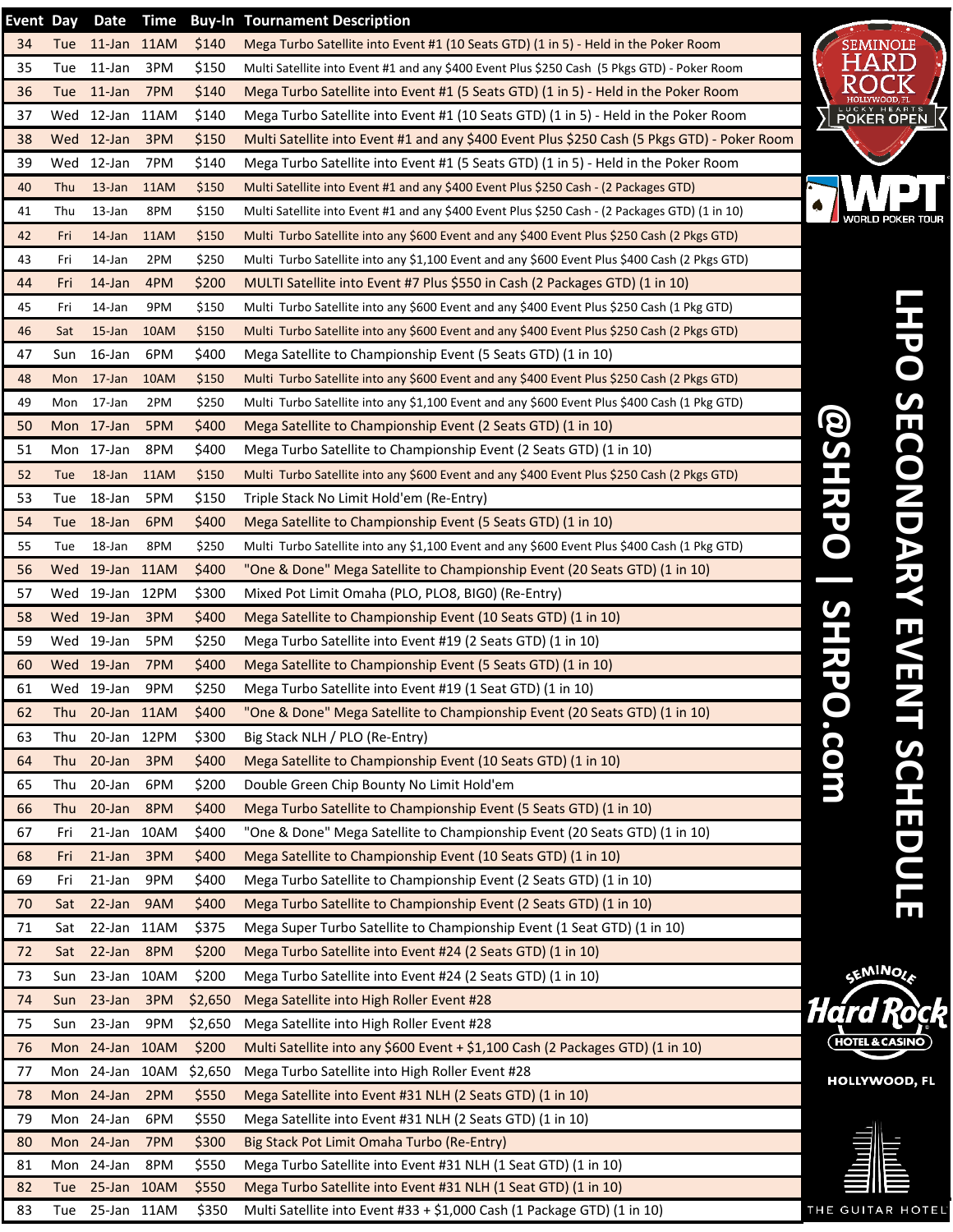| Event | Day | Date | Time | Buy-In | Tournament Description |
|---|---|---|---|---|---|
| 34 | Tue | 11-Jan | 11AM | $140 | Mega Turbo Satellite into Event #1 (10 Seats GTD) (1 in 5) - Held in the Poker Room |
| 35 | Tue | 11-Jan | 3PM | $150 | Multi Satellite into Event #1 and any $400 Event Plus $250 Cash (5 Pkgs GTD) - Poker Room |
| 36 | Tue | 11-Jan | 7PM | $140 | Mega Turbo Satellite into Event #1 (5 Seats GTD) (1 in 5) - Held in the Poker Room |
| 37 | Wed | 12-Jan | 11AM | $140 | Mega Turbo Satellite into Event #1 (10 Seats GTD) (1 in 5) - Held in the Poker Room |
| 38 | Wed | 12-Jan | 3PM | $150 | Multi Satellite into Event #1 and any $400 Event Plus $250 Cash (5 Pkgs GTD) - Poker Room |
| 39 | Wed | 12-Jan | 7PM | $140 | Mega Turbo Satellite into Event #1 (5 Seats GTD) (1 in 5) - Held in the Poker Room |
| 40 | Thu | 13-Jan | 11AM | $150 | Multi Satellite into Event #1 and any $400 Event Plus $250 Cash - (2 Packages GTD) |
| 41 | Thu | 13-Jan | 8PM | $150 | Multi Satellite into Event #1 and any $400 Event Plus $250 Cash - (2 Packages GTD) (1 in 10) |
| 42 | Fri | 14-Jan | 11AM | $150 | Multi Turbo Satellite into any $600 Event and any $400 Event Plus $250 Cash (2 Pkgs GTD) |
| 43 | Fri | 14-Jan | 2PM | $250 | Multi Turbo Satellite into any $1,100 Event and any $600 Event Plus $400 Cash (2 Pkgs GTD) |
| 44 | Fri | 14-Jan | 4PM | $200 | MULTI Satellite into Event #7 Plus $550 in Cash (2 Packages GTD) (1 in 10) |
| 45 | Fri | 14-Jan | 9PM | $150 | Multi Turbo Satellite into any $600 Event and any $400 Event Plus $250 Cash (1 Pkg GTD) |
| 46 | Sat | 15-Jan | 10AM | $150 | Multi Turbo Satellite into any $600 Event and any $400 Event Plus $250 Cash (2 Pkgs GTD) |
| 47 | Sun | 16-Jan | 6PM | $400 | Mega Satellite to Championship Event (5 Seats GTD) (1 in 10) |
| 48 | Mon | 17-Jan | 10AM | $150 | Multi Turbo Satellite into any $600 Event and any $400 Event Plus $250 Cash (2 Pkgs GTD) |
| 49 | Mon | 17-Jan | 2PM | $250 | Multi Turbo Satellite into any $1,100 Event and any $600 Event Plus $400 Cash (1 Pkg GTD) |
| 50 | Mon | 17-Jan | 5PM | $400 | Mega Satellite to Championship Event (2 Seats GTD) (1 in 10) |
| 51 | Mon | 17-Jan | 8PM | $400 | Mega Turbo Satellite to Championship Event (2 Seats GTD) (1 in 10) |
| 52 | Tue | 18-Jan | 11AM | $150 | Multi Turbo Satellite into any $600 Event and any $400 Event Plus $250 Cash (2 Pkgs GTD) |
| 53 | Tue | 18-Jan | 5PM | $150 | Triple Stack No Limit Hold'em (Re-Entry) |
| 54 | Tue | 18-Jan | 6PM | $400 | Mega Satellite to Championship Event (5 Seats GTD) (1 in 10) |
| 55 | Tue | 18-Jan | 8PM | $250 | Multi Turbo Satellite into any $1,100 Event and any $600 Event Plus $400 Cash (1 Pkg GTD) |
| 56 | Wed | 19-Jan | 11AM | $400 | "One & Done" Mega Satellite to Championship Event (20 Seats GTD) (1 in 10) |
| 57 | Wed | 19-Jan | 12PM | $300 | Mixed Pot Limit Omaha (PLO, PLO8, BIGO) (Re-Entry) |
| 58 | Wed | 19-Jan | 3PM | $400 | Mega Satellite to Championship Event (10 Seats GTD) (1 in 10) |
| 59 | Wed | 19-Jan | 5PM | $250 | Mega Turbo Satellite into Event #19 (2 Seats GTD) (1 in 10) |
| 60 | Wed | 19-Jan | 7PM | $400 | Mega Satellite to Championship Event (5 Seats GTD) (1 in 10) |
| 61 | Wed | 19-Jan | 9PM | $250 | Mega Turbo Satellite into Event #19 (1 Seat GTD) (1 in 10) |
| 62 | Thu | 20-Jan | 11AM | $400 | "One & Done" Mega Satellite to Championship Event (20 Seats GTD) (1 in 10) |
| 63 | Thu | 20-Jan | 12PM | $300 | Big Stack NLH / PLO (Re-Entry) |
| 64 | Thu | 20-Jan | 3PM | $400 | Mega Satellite to Championship Event (10 Seats GTD) (1 in 10) |
| 65 | Thu | 20-Jan | 6PM | $200 | Double Green Chip Bounty No Limit Hold'em |
| 66 | Thu | 20-Jan | 8PM | $400 | Mega Turbo Satellite to Championship Event (5 Seats GTD) (1 in 10) |
| 67 | Fri | 21-Jan | 10AM | $400 | "One & Done" Mega Satellite to Championship Event (20 Seats GTD) (1 in 10) |
| 68 | Fri | 21-Jan | 3PM | $400 | Mega Satellite to Championship Event (10 Seats GTD) (1 in 10) |
| 69 | Fri | 21-Jan | 9PM | $400 | Mega Turbo Satellite to Championship Event (2 Seats GTD) (1 in 10) |
| 70 | Sat | 22-Jan | 9AM | $400 | Mega Turbo Satellite to Championship Event (2 Seats GTD) (1 in 10) |
| 71 | Sat | 22-Jan | 11AM | $375 | Mega Super Turbo Satellite to Championship Event (1 Seat GTD) (1 in 10) |
| 72 | Sat | 22-Jan | 8PM | $200 | Mega Turbo Satellite into Event #24 (2 Seats GTD) (1 in 10) |
| 73 | Sun | 23-Jan | 10AM | $200 | Mega Turbo Satellite into Event #24 (2 Seats GTD) (1 in 10) |
| 74 | Sun | 23-Jan | 3PM | $2,650 | Mega Satellite into High Roller Event #28 |
| 75 | Sun | 23-Jan | 9PM | $2,650 | Mega Satellite into High Roller Event #28 |
| 76 | Mon | 24-Jan | 10AM | $200 | Multi Satellite into any $600 Event + $1,100 Cash (2 Packages GTD) (1 in 10) |
| 77 | Mon | 24-Jan | 10AM | $2,650 | Mega Turbo Satellite into High Roller Event #28 |
| 78 | Mon | 24-Jan | 2PM | $550 | Mega Satellite into Event #31 NLH (2 Seats GTD) (1 in 10) |
| 79 | Mon | 24-Jan | 6PM | $550 | Mega Satellite into Event #31 NLH (2 Seats GTD) (1 in 10) |
| 80 | Mon | 24-Jan | 7PM | $300 | Big Stack Pot Limit Omaha Turbo (Re-Entry) |
| 81 | Mon | 24-Jan | 8PM | $550 | Mega Turbo Satellite into Event #31 NLH (1 Seat GTD) (1 in 10) |
| 82 | Tue | 25-Jan | 10AM | $550 | Mega Turbo Satellite into Event #31 NLH (1 Seat GTD) (1 in 10) |
| 83 | Tue | 25-Jan | 11AM | $350 | Multi Satellite into Event #33 + $1,000 Cash (1 Package GTD) (1 in 10) |

SEMINOLE HARD ROCK HOLLYWOOD, FL LUCKY HEARTS POKER OPEN

WPT WORLD POKER TOUR

LHPO SECONDARY EVENT SCHEDULE

@SHRPO | SHRPO.com

SEMINOLE Hard Rock HOTEL & CASINO HOLLYWOOD, FL

THE GUITAR HOTEL